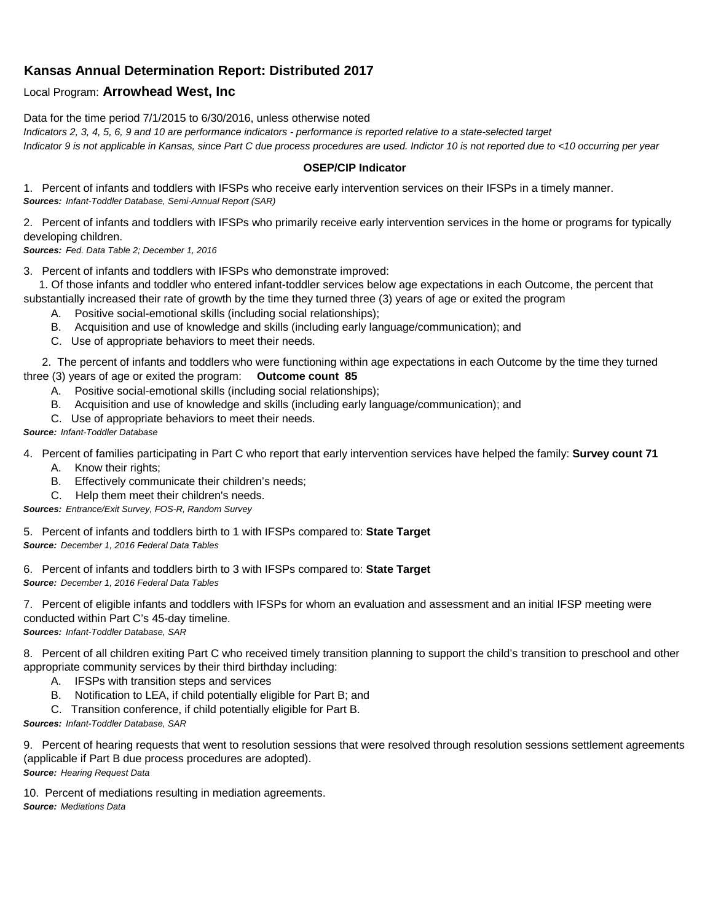# Kansas Annual Determination Report: Distributed 2017

Local Program: **Arrowhead West, Inc**

Data for the time period 7/1/2015 to 6/30/2016, unless otherwise noted

*Indicators 2, 3, 4, 5, 6, 9 and 10 are performance indicators - performance is reported relative to a state-selected target*

*Indicator 9 is not applicable in Kansas, since Part C due process procedures are used. Indictor 10 is not reported due to <10 occurring per year*

### OSEP/CIP Indicator

1. Percent of infants and toddlers with IFSPs who receive early intervention services on their IFSPs in a timely manner.
***Sources:*** *Infant-Toddler Database, Semi-Annual Report (SAR)*

2. Percent of infants and toddlers with IFSPs who primarily receive early intervention services in the home or programs for typically developing children.
***Sources:*** *Fed. Data Table 2; December 1, 2016*

3. Percent of infants and toddlers with IFSPs who demonstrate improved:

   1. Of those infants and toddler who entered infant-toddler services below age expectations in each Outcome, the percent that substantially increased their rate of growth by the time they turned three (3) years of age or exited the program
      - A. Positive social-emotional skills (including social relationships);
      - B. Acquisition and use of knowledge and skills (including early language/communication); and
      - C. Use of appropriate behaviors to meet their needs.

   2. The percent of infants and toddlers who were functioning within age expectations in each Outcome by the time they turned three (3) years of age or exited the program: **Outcome count 85**
      - A. Positive social-emotional skills (including social relationships);
      - B. Acquisition and use of knowledge and skills (including early language/communication); and
      - C. Use of appropriate behaviors to meet their needs.

***Source:*** *Infant-Toddler Database*

4. Percent of families participating in Part C who report that early intervention services have helped the family: **Survey count 71**
   - A. Know their rights;
   - B. Effectively communicate their children's needs;
   - C. Help them meet their children's needs.

***Sources:*** *Entrance/Exit Survey, FOS-R, Random Survey*

5. Percent of infants and toddlers birth to 1 with IFSPs compared to: **State Target**
***Source:*** *December 1, 2016 Federal Data Tables*

6. Percent of infants and toddlers birth to 3 with IFSPs compared to: **State Target**
***Source:*** *December 1, 2016 Federal Data Tables*

7. Percent of eligible infants and toddlers with IFSPs for whom an evaluation and assessment and an initial IFSP meeting were conducted within Part C's 45-day timeline.
***Sources:*** *Infant-Toddler Database, SAR*

8. Percent of all children exiting Part C who received timely transition planning to support the child's transition to preschool and other appropriate community services by their third birthday including:
   - A. IFSPs with transition steps and services
   - B. Notification to LEA, if child potentially eligible for Part B; and
   - C. Transition conference, if child potentially eligible for Part B.

***Sources:*** *Infant-Toddler Database, SAR*

9. Percent of hearing requests that went to resolution sessions that were resolved through resolution sessions settlement agreements (applicable if Part B due process procedures are adopted).
***Source:*** *Hearing Request Data*

10. Percent of mediations resulting in mediation agreements.
***Source:*** *Mediations Data*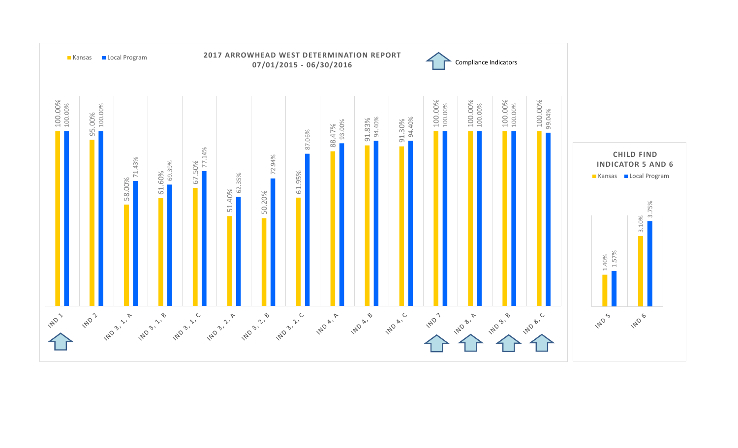## 2017 ARROWHEAD WEST DETERMINATION REPORT
## 07/01/2015 - 06/30/2016

Kansas
Local Program

Compliance Indicators

100.00%
100.00%
95.00%
100.00%
58.00%
71.43%
61.60%
69.39%
67.50%
77.14%
51.40%
62.35%
50.20%
72.94%
61.95%
87.06%
88.47%
93.00%
91.83%
94.40%
91.30%
94.40%
100.00%
100.00%
100.00%
100.00%
100.00%
100.00%
100.00%
99.04%

IND 1
IND 2
IND 3, 1, A
IND 3, 1, B
IND 3, 1, C
IND 3, 2, A
IND 3, 2, B
IND 3, 2, C
IND 4, A
IND 4, B
IND 4, C
IND 7
IND 8, A
IND 8, B
IND 8, C

## CHILD FIND INDICATOR 5 AND 6

Kansas
Local Program

1.40%
1.57%
3.10%
3.75%

IND 5
IND 6